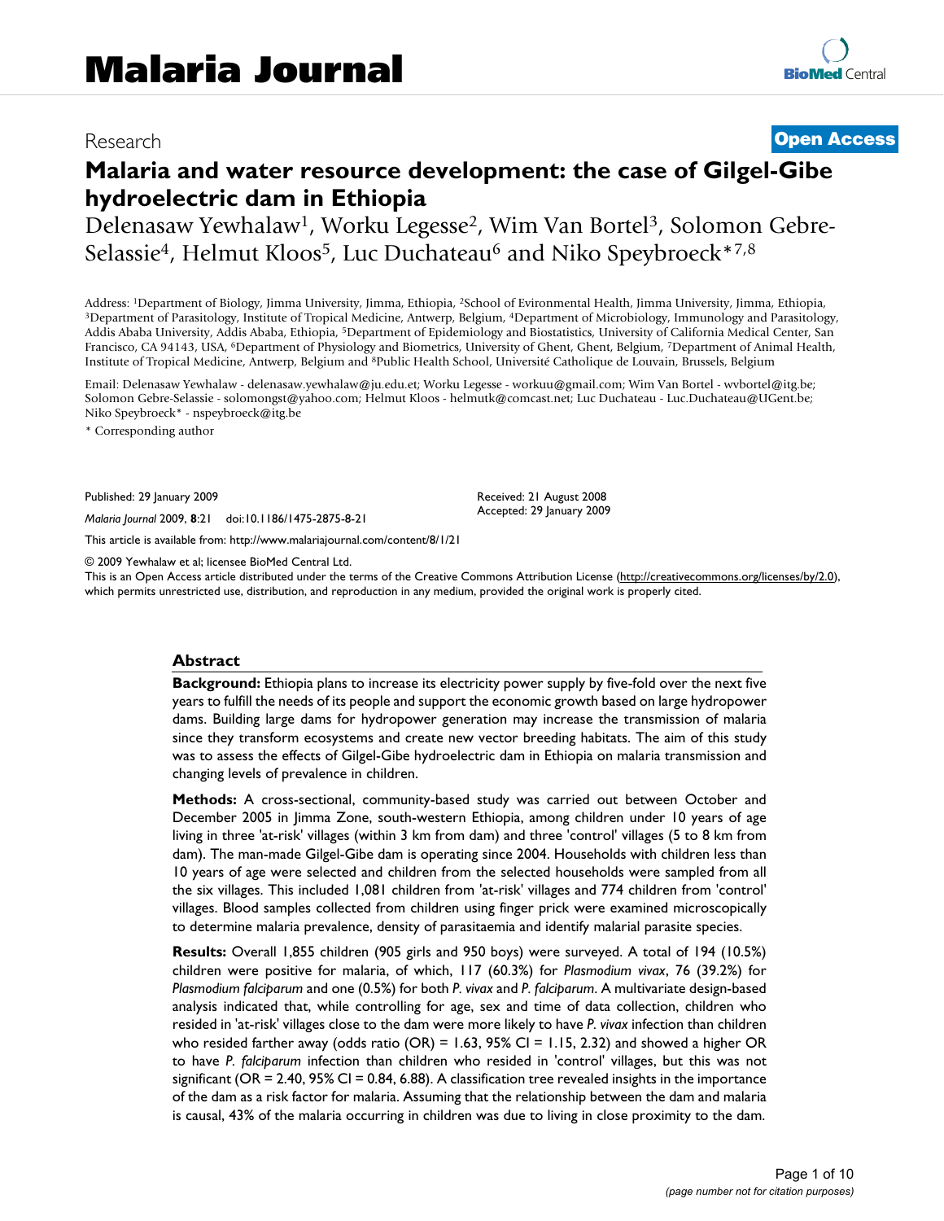# Malaria Journal

Research **Open Access**

# Malaria and water resource development: the case of Gilgel-Gibe hydroelectric dam in Ethiopia

Delenasaw Yewhalaw[1], Worku Legesse[2], Wim Van Bortel[3], Solomon Gebre-Selassie[4], Helmut Kloos[5], Luc Duchateau[6] and Niko Speybroeck*[7,8]

Address: [1]Department of Biology, Jimma University, Jimma, Ethiopia, [2]School of Evironmental Health, Jimma University, Jimma, Ethiopia, [3]Department of Parasitology, Institute of Tropical Medicine, Antwerp, Belgium, [4]Department of Microbiology, Immunology and Parasitology, Addis Ababa University, Addis Ababa, Ethiopia, [5]Department of Epidemiology and Biostatistics, University of California Medical Center, San Francisco, CA 94143, USA, [6]Department of Physiology and Biometrics, University of Ghent, Ghent, Belgium, [7]Department of Animal Health, Institute of Tropical Medicine, Antwerp, Belgium and [8]Public Health School, Université Catholique de Louvain, Brussels, Belgium

Email: Delenasaw Yewhalaw - delenasaw.yewhalaw@ju.edu.et; Worku Legesse - workuu@gmail.com; Wim Van Bortel - wvbortel@itg.be; Solomon Gebre-Selassie - solomongst@yahoo.com; Helmut Kloos - helmutk@comcast.net; Luc Duchateau - Luc.Duchateau@UGent.be; Niko Speybroeck* - nspeybroeck@itg.be

\* Corresponding author

Published: 29 January 2009

*Malaria Journal* 2009, **8**:21 doi:10.1186/1475-2875-8-21

Received: 21 August 2008
Accepted: 29 January 2009

This article is available from: http://www.malariajournal.com/content/8/1/21

© 2009 Yewhalaw et al; licensee BioMed Central Ltd.
This is an Open Access article distributed under the terms of the Creative Commons Attribution License (http://creativecommons.org/licenses/by/2.0), which permits unrestricted use, distribution, and reproduction in any medium, provided the original work is properly cited.

## Abstract

**Background:** Ethiopia plans to increase its electricity power supply by five-fold over the next five years to fulfill the needs of its people and support the economic growth based on large hydropower dams. Building large dams for hydropower generation may increase the transmission of malaria since they transform ecosystems and create new vector breeding habitats. The aim of this study was to assess the effects of Gilgel-Gibe hydroelectric dam in Ethiopia on malaria transmission and changing levels of prevalence in children.

**Methods:** A cross-sectional, community-based study was carried out between October and December 2005 in Jimma Zone, south-western Ethiopia, among children under 10 years of age living in three 'at-risk' villages (within 3 km from dam) and three 'control' villages (5 to 8 km from dam). The man-made Gilgel-Gibe dam is operating since 2004. Households with children less than 10 years of age were selected and children from the selected households were sampled from all the six villages. This included 1,081 children from 'at-risk' villages and 774 children from 'control' villages. Blood samples collected from children using finger prick were examined microscopically to determine malaria prevalence, density of parasitaemia and identify malarial parasite species.

**Results:** Overall 1,855 children (905 girls and 950 boys) were surveyed. A total of 194 (10.5%) children were positive for malaria, of which, 117 (60.3%) for *Plasmodium vivax*, 76 (39.2%) for *Plasmodium falciparum* and one (0.5%) for both *P. vivax* and *P. falciparum*. A multivariate design-based analysis indicated that, while controlling for age, sex and time of data collection, children who resided in 'at-risk' villages close to the dam were more likely to have *P. vivax* infection than children who resided farther away (odds ratio (OR) = 1.63, 95% CI = 1.15, 2.32) and showed a higher OR to have *P. falciparum* infection than children who resided in 'control' villages, but this was not significant (OR = 2.40, 95% CI = 0.84, 6.88). A classification tree revealed insights in the importance of the dam as a risk factor for malaria. Assuming that the relationship between the dam and malaria is causal, 43% of the malaria occurring in children was due to living in close proximity to the dam.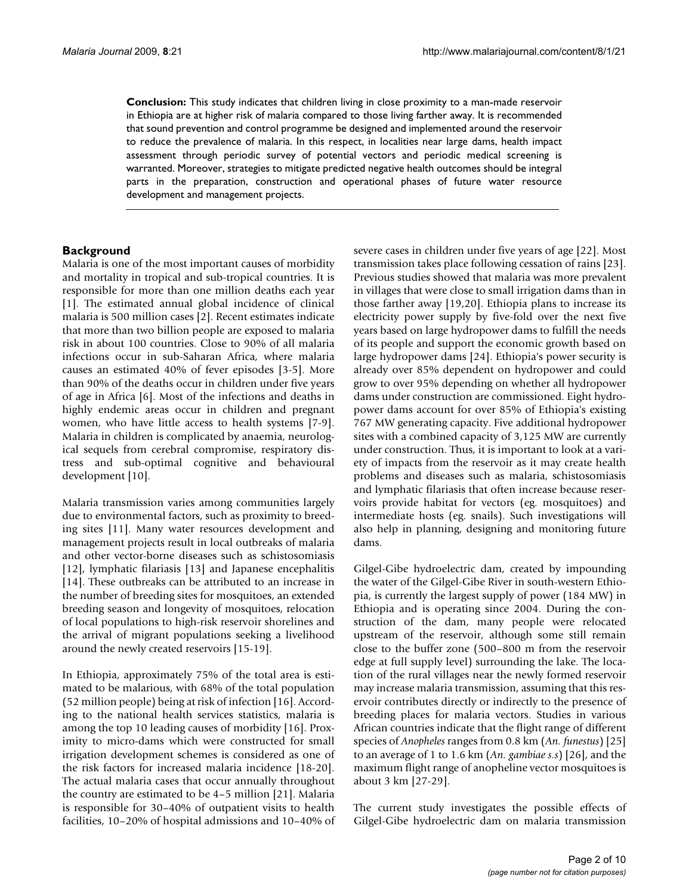**Conclusion:** This study indicates that children living in close proximity to a man-made reservoir in Ethiopia are at higher risk of malaria compared to those living farther away. It is recommended that sound prevention and control programme be designed and implemented around the reservoir to reduce the prevalence of malaria. In this respect, in localities near large dams, health impact assessment through periodic survey of potential vectors and periodic medical screening is warranted. Moreover, strategies to mitigate predicted negative health outcomes should be integral parts in the preparation, construction and operational phases of future water resource development and management projects.

## Background

Malaria is one of the most important causes of morbidity and mortality in tropical and sub-tropical countries. It is responsible for more than one million deaths each year [1]. The estimated annual global incidence of clinical malaria is 500 million cases [2]. Recent estimates indicate that more than two billion people are exposed to malaria risk in about 100 countries. Close to 90% of all malaria infections occur in sub-Saharan Africa, where malaria causes an estimated 40% of fever episodes [3-5]. More than 90% of the deaths occur in children under five years of age in Africa [6]. Most of the infections and deaths in highly endemic areas occur in children and pregnant women, who have little access to health systems [7-9]. Malaria in children is complicated by anaemia, neurological sequels from cerebral compromise, respiratory distress and sub-optimal cognitive and behavioural development [10].

Malaria transmission varies among communities largely due to environmental factors, such as proximity to breeding sites [11]. Many water resources development and management projects result in local outbreaks of malaria and other vector-borne diseases such as schistosomiasis [12], lymphatic filariasis [13] and Japanese encephalitis [14]. These outbreaks can be attributed to an increase in the number of breeding sites for mosquitoes, an extended breeding season and longevity of mosquitoes, relocation of local populations to high-risk reservoir shorelines and the arrival of migrant populations seeking a livelihood around the newly created reservoirs [15-19].

In Ethiopia, approximately 75% of the total area is estimated to be malarious, with 68% of the total population (52 million people) being at risk of infection [16]. According to the national health services statistics, malaria is among the top 10 leading causes of morbidity [16]. Proximity to micro-dams which were constructed for small irrigation development schemes is considered as one of the risk factors for increased malaria incidence [18-20]. The actual malaria cases that occur annually throughout the country are estimated to be 4–5 million [21]. Malaria is responsible for 30–40% of outpatient visits to health facilities, 10–20% of hospital admissions and 10–40% of severe cases in children under five years of age [22]. Most transmission takes place following cessation of rains [23]. Previous studies showed that malaria was more prevalent in villages that were close to small irrigation dams than in those farther away [19,20]. Ethiopia plans to increase its electricity power supply by five-fold over the next five years based on large hydropower dams to fulfill the needs of its people and support the economic growth based on large hydropower dams [24]. Ethiopia's power security is already over 85% dependent on hydropower and could grow to over 95% depending on whether all hydropower dams under construction are commissioned. Eight hydropower dams account for over 85% of Ethiopia's existing 767 MW generating capacity. Five additional hydropower sites with a combined capacity of 3,125 MW are currently under construction. Thus, it is important to look at a variety of impacts from the reservoir as it may create health problems and diseases such as malaria, schistosomiasis and lymphatic filariasis that often increase because reservoirs provide habitat for vectors (eg. mosquitoes) and intermediate hosts (eg. snails). Such investigations will also help in planning, designing and monitoring future dams.

Gilgel-Gibe hydroelectric dam, created by impounding the water of the Gilgel-Gibe River in south-western Ethiopia, is currently the largest supply of power (184 MW) in Ethiopia and is operating since 2004. During the construction of the dam, many people were relocated upstream of the reservoir, although some still remain close to the buffer zone (500–800 m from the reservoir edge at full supply level) surrounding the lake. The location of the rural villages near the newly formed reservoir may increase malaria transmission, assuming that this reservoir contributes directly or indirectly to the presence of breeding places for malaria vectors. Studies in various African countries indicate that the flight range of different species of *Anopheles* ranges from 0.8 km (*An. funestus*) [25] to an average of 1 to 1.6 km (*An. gambiae s.s*) [26], and the maximum flight range of anopheline vector mosquitoes is about 3 km [27-29].

The current study investigates the possible effects of Gilgel-Gibe hydroelectric dam on malaria transmission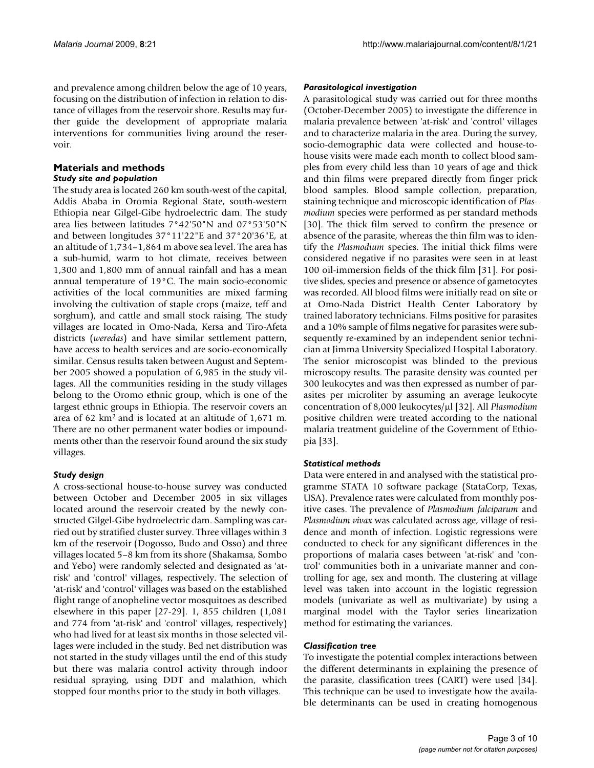and prevalence among children below the age of 10 years, focusing on the distribution of infection in relation to distance of villages from the reservoir shore. Results may further guide the development of appropriate malaria interventions for communities living around the reservoir.

## Materials and methods

### *Study site and population*

The study area is located 260 km south-west of the capital, Addis Ababa in Oromia Regional State, south-western Ethiopia near Gilgel-Gibe hydroelectric dam. The study area lies between latitudes 7°42'50"N and 07°53'50"N and between longitudes 37°11'22"E and 37°20'36"E, at an altitude of 1,734–1,864 m above sea level. The area has a sub-humid, warm to hot climate, receives between 1,300 and 1,800 mm of annual rainfall and has a mean annual temperature of 19°C. The main socio-economic activities of the local communities are mixed farming involving the cultivation of staple crops (maize, teff and sorghum), and cattle and small stock raising. The study villages are located in Omo-Nada, Kersa and Tiro-Afeta districts (*weredas*) and have similar settlement pattern, have access to health services and are socio-economically similar. Census results taken between August and September 2005 showed a population of 6,985 in the study villages. All the communities residing in the study villages belong to the Oromo ethnic group, which is one of the largest ethnic groups in Ethiopia. The reservoir covers an area of 62 $km^2$ and is located at an altitude of 1,671 m. There are no other permanent water bodies or impoundments other than the reservoir found around the six study villages.

### *Study design*

A cross-sectional house-to-house survey was conducted between October and December 2005 in six villages located around the reservoir created by the newly constructed Gilgel-Gibe hydroelectric dam. Sampling was carried out by stratified cluster survey. Three villages within 3 km of the reservoir (Dogosso, Budo and Osso) and three villages located 5–8 km from its shore (Shakamsa, Sombo and Yebo) were randomly selected and designated as 'at-risk' and 'control' villages, respectively. The selection of 'at-risk' and 'control' villages was based on the established flight range of anopheline vector mosquitoes as described elsewhere in this paper [27-29]. 1, 855 children (1,081 and 774 from 'at-risk' and 'control' villages, respectively) who had lived for at least six months in those selected villages were included in the study. Bed net distribution was not started in the study villages until the end of this study but there was malaria control activity through indoor residual spraying, using DDT and malathion, which stopped four months prior to the study in both villages.

### *Parasitological investigation*

A parasitological study was carried out for three months (October-December 2005) to investigate the difference in malaria prevalence between 'at-risk' and 'control' villages and to characterize malaria in the area. During the survey, socio-demographic data were collected and house-to-house visits were made each month to collect blood samples from every child less than 10 years of age and thick and thin films were prepared directly from finger prick blood samples. Blood sample collection, preparation, staining technique and microscopic identification of *Plasmodium* species were performed as per standard methods [30]. The thick film served to confirm the presence or absence of the parasite, whereas the thin film was to identify the *Plasmodium* species. The initial thick films were considered negative if no parasites were seen in at least 100 oil-immersion fields of the thick film [31]. For positive slides, species and presence or absence of gametocytes was recorded. All blood films were initially read on site or at Omo-Nada District Health Center Laboratory by trained laboratory technicians. Films positive for parasites and a 10% sample of films negative for parasites were subsequently re-examined by an independent senior technician at Jimma University Specialized Hospital Laboratory. The senior microscopist was blinded to the previous microscopy results. The parasite density was counted per 300 leukocytes and was then expressed as number of parasites per microliter by assuming an average leukocyte concentration of 8,000 leukocytes/μl [32]. All *Plasmodium* positive children were treated according to the national malaria treatment guideline of the Government of Ethiopia [33].

### *Statistical methods*

Data were entered in and analysed with the statistical programme STATA 10 software package (StataCorp, Texas, USA). Prevalence rates were calculated from monthly positive cases. The prevalence of *Plasmodium falciparum* and *Plasmodium vivax* was calculated across age, village of residence and month of infection. Logistic regressions were conducted to check for any significant differences in the proportions of malaria cases between 'at-risk' and 'control' communities both in a univariate manner and controlling for age, sex and month. The clustering at village level was taken into account in the logistic regression models (univariate as well as multivariate) by using a marginal model with the Taylor series linearization method for estimating the variances.

### *Classification tree*

To investigate the potential complex interactions between the different determinants in explaining the presence of the parasite, classification trees (CART) were used [34]. This technique can be used to investigate how the available determinants can be used in creating homogenous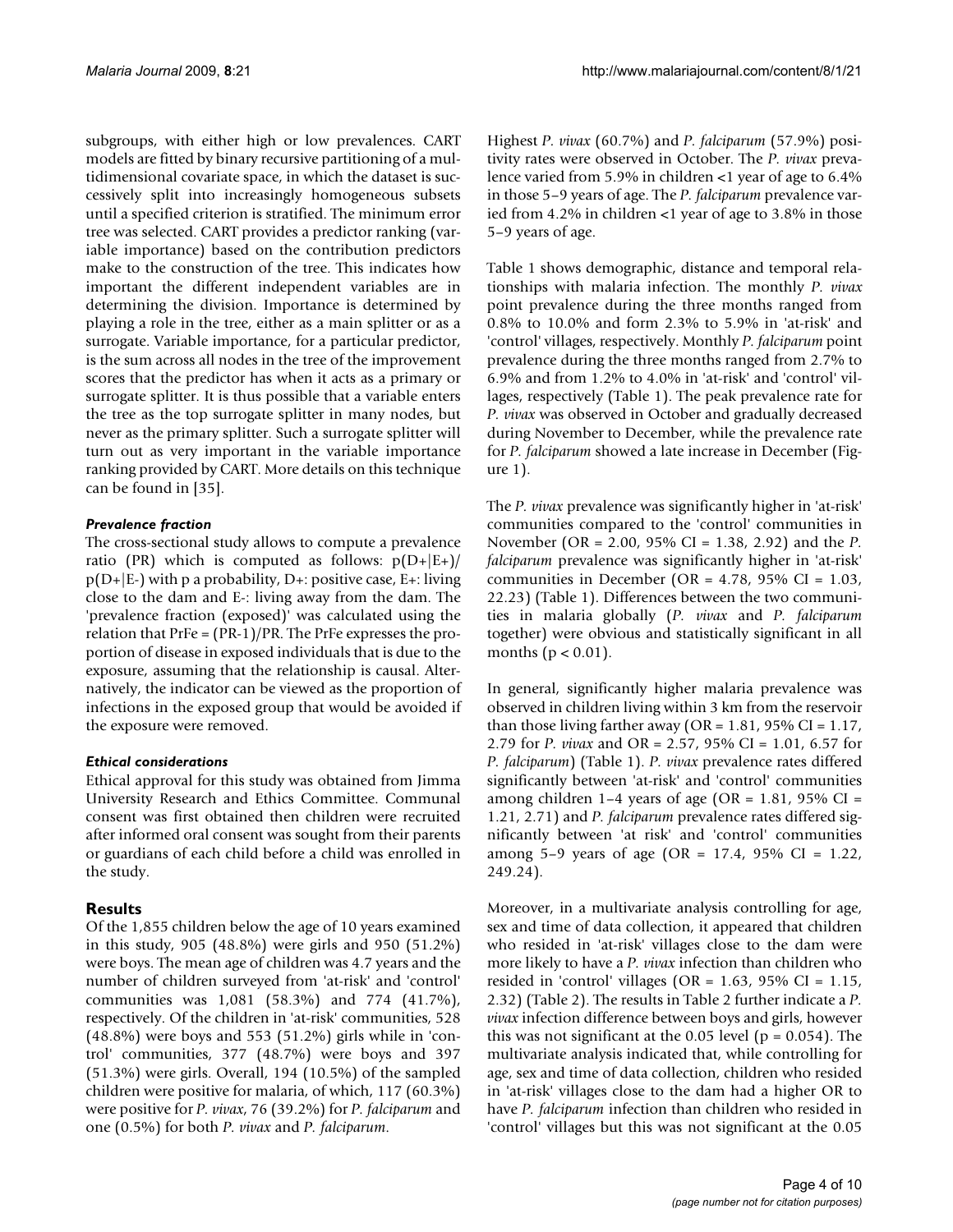subgroups, with either high or low prevalences. CART models are fitted by binary recursive partitioning of a multidimensional covariate space, in which the dataset is successively split into increasingly homogeneous subsets until a specified criterion is stratified. The minimum error tree was selected. CART provides a predictor ranking (variable importance) based on the contribution predictors make to the construction of the tree. This indicates how important the different independent variables are in determining the division. Importance is determined by playing a role in the tree, either as a main splitter or as a surrogate. Variable importance, for a particular predictor, is the sum across all nodes in the tree of the improvement scores that the predictor has when it acts as a primary or surrogate splitter. It is thus possible that a variable enters the tree as the top surrogate splitter in many nodes, but never as the primary splitter. Such a surrogate splitter will turn out as very important in the variable importance ranking provided by CART. More details on this technique can be found in [35].

### *Prevalence fraction*

The cross-sectional study allows to compute a prevalence ratio (PR) which is computed as follows: $p(D+|E+)/p(D+|E-)$ with p a probability, D+: positive case, E+: living close to the dam and E-: living away from the dam. The 'prevalence fraction (exposed)' was calculated using the relation that $PrFe = (PR-1)/PR$. The PrFe expresses the proportion of disease in exposed individuals that is due to the exposure, assuming that the relationship is causal. Alternatively, the indicator can be viewed as the proportion of infections in the exposed group that would be avoided if the exposure were removed.

### *Ethical considerations*

Ethical approval for this study was obtained from Jimma University Research and Ethics Committee. Communal consent was first obtained then children were recruited after informed oral consent was sought from their parents or guardians of each child before a child was enrolled in the study.

## Results

Of the 1,855 children below the age of 10 years examined in this study, 905 (48.8%) were girls and 950 (51.2%) were boys. The mean age of children was 4.7 years and the number of children surveyed from 'at-risk' and 'control' communities was 1,081 (58.3%) and 774 (41.7%), respectively. Of the children in 'at-risk' communities, 528 (48.8%) were boys and 553 (51.2%) girls while in 'control' communities, 377 (48.7%) were boys and 397 (51.3%) were girls. Overall, 194 (10.5%) of the sampled children were positive for malaria, of which, 117 (60.3%) were positive for *P. vivax*, 76 (39.2%) for *P. falciparum* and one (0.5%) for both *P. vivax* and *P. falciparum*.

Highest *P. vivax* (60.7%) and *P. falciparum* (57.9%) positivity rates were observed in October. The *P. vivax* prevalence varied from 5.9% in children <1 year of age to 6.4% in those 5–9 years of age. The *P. falciparum* prevalence varied from 4.2% in children <1 year of age to 3.8% in those 5–9 years of age.

Table 1 shows demographic, distance and temporal relationships with malaria infection. The monthly *P. vivax* point prevalence during the three months ranged from 0.8% to 10.0% and form 2.3% to 5.9% in 'at-risk' and 'control' villages, respectively. Monthly *P. falciparum* point prevalence during the three months ranged from 2.7% to 6.9% and from 1.2% to 4.0% in 'at-risk' and 'control' villages, respectively (Table 1). The peak prevalence rate for *P. vivax* was observed in October and gradually decreased during November to December, while the prevalence rate for *P. falciparum* showed a late increase in December (Figure 1).

The *P. vivax* prevalence was significantly higher in 'at-risk' communities compared to the 'control' communities in November (OR = 2.00, 95% CI = 1.38, 2.92) and the *P. falciparum* prevalence was significantly higher in 'at-risk' communities in December (OR = 4.78, 95% CI = 1.03, 22.23) (Table 1). Differences between the two communities in malaria globally (*P. vivax* and *P. falciparum* together) were obvious and statistically significant in all months ($p < 0.01$).

In general, significantly higher malaria prevalence was observed in children living within 3 km from the reservoir than those living farther away (OR = 1.81, 95% CI = 1.17, 2.79 for *P. vivax* and OR = 2.57, 95% CI = 1.01, 6.57 for *P. falciparum*) (Table 1). *P. vivax* prevalence rates differed significantly between 'at-risk' and 'control' communities among children 1–4 years of age (OR = 1.81, 95% CI = 1.21, 2.71) and *P. falciparum* prevalence rates differed significantly between 'at risk' and 'control' communities among 5–9 years of age (OR = 17.4, 95% CI = 1.22, 249.24).

Moreover, in a multivariate analysis controlling for age, sex and time of data collection, it appeared that children who resided in 'at-risk' villages close to the dam were more likely to have a *P. vivax* infection than children who resided in 'control' villages (OR = 1.63, 95% CI = 1.15, 2.32) (Table 2). The results in Table 2 further indicate a *P. vivax* infection difference between boys and girls, however this was not significant at the 0.05 level ($p = 0.054$). The multivariate analysis indicated that, while controlling for age, sex and time of data collection, children who resided in 'at-risk' villages close to the dam had a higher OR to have *P. falciparum* infection than children who resided in 'control' villages but this was not significant at the 0.05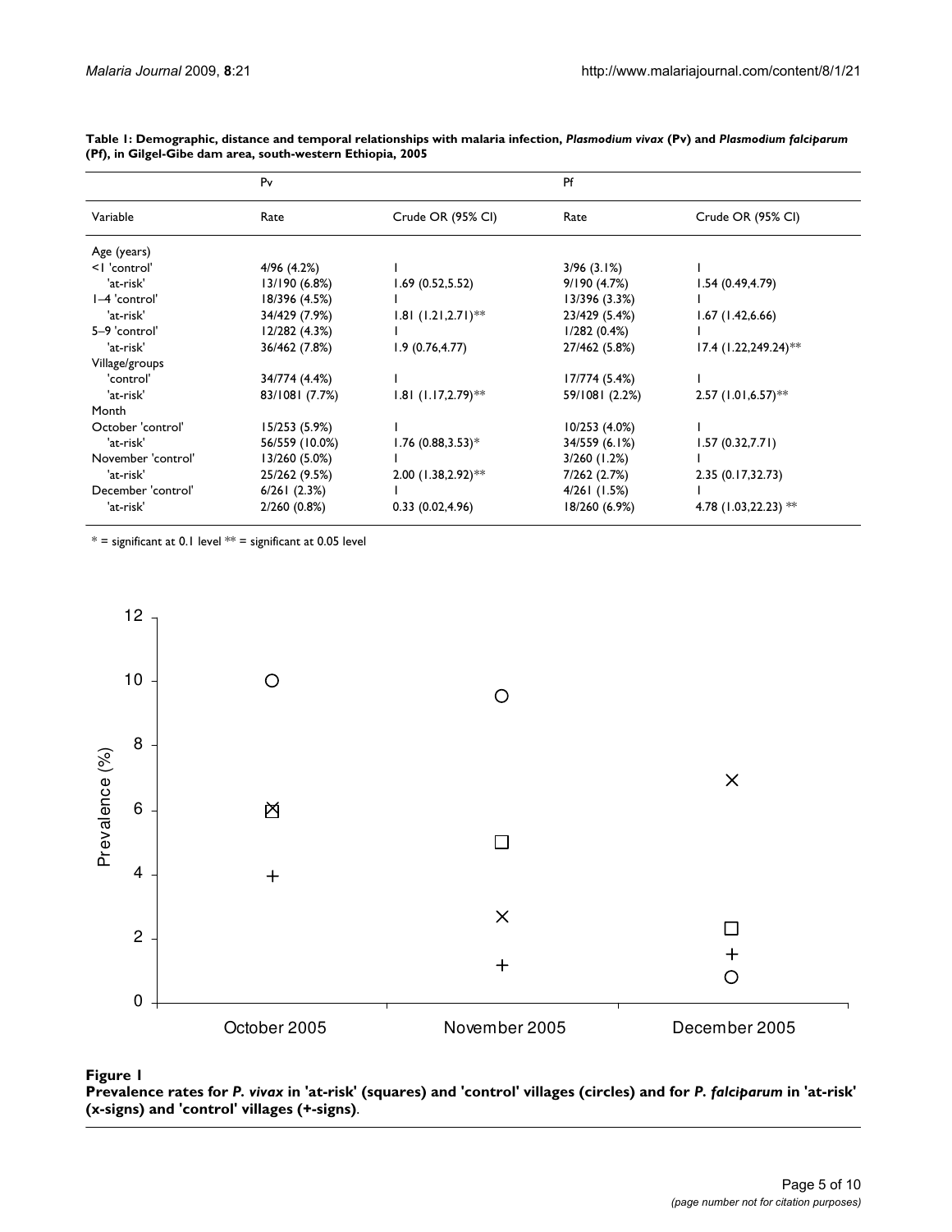**Table 1: Demographic, distance and temporal relationships with malaria infection, *Plasmodium vivax* (Pv) and *Plasmodium falciparum* (Pf), in Gilgel-Gibe dam area, south-western Ethiopia, 2005**

| | Pv | | Pf | |
|---|---|---|---|---|
| Variable | Rate | Crude OR (95% CI) | Rate | Crude OR (95% CI) |
| Age (years) | | | | |
| <1 'control' | 4/96 (4.2%) | 1 | 3/96 (3.1%) | 1 |
| 'at-risk' | 13/190 (6.8%) | 1.69 (0.52,5.52) | 9/190 (4.7%) | 1.54 (0.49,4.79) |
| 1–4 'control' | 18/396 (4.5%) | 1 | 13/396 (3.3%) | 1 |
| 'at-risk' | 34/429 (7.9%) | 1.81 (1.21,2.71)** | 23/429 (5.4%) | 1.67 (1.42,6.66) |
| 5–9 'control' | 12/282 (4.3%) | 1 | 1/282 (0.4%) | 1 |
| 'at-risk' | 36/462 (7.8%) | 1.9 (0.76,4.77) | 27/462 (5.8%) | 17.4 (1.22,249.24)** |
| Village/groups | | | | |
| 'control' | 34/774 (4.4%) | 1 | 17/774 (5.4%) | 1 |
| 'at-risk' | 83/1081 (7.7%) | 1.81 (1.17,2.79)** | 59/1081 (2.2%) | 2.57 (1.01,6.57)** |
| Month | | | | |
| October 'control' | 15/253 (5.9%) | 1 | 10/253 (4.0%) | 1 |
| 'at-risk' | 56/559 (10.0%) | 1.76 (0.88,3.53)* | 34/559 (6.1%) | 1.57 (0.32,7.71) |
| November 'control' | 13/260 (5.0%) | 1 | 3/260 (1.2%) | 1 |
| 'at-risk' | 25/262 (9.5%) | 2.00 (1.38,2.92)** | 7/262 (2.7%) | 2.35 (0.17,32.73) |
| December 'control' | 6/261 (2.3%) | 1 | 4/261 (1.5%) | 1 |
| 'at-risk' | 2/260 (0.8%) | 0.33 (0.02,4.96) | 18/260 (6.9%) | 4.78 (1.03,22.23) ** |

* = significant at 0.1 level ** = significant at 0.05 level

**Figure 1**
**Prevalence rates for *P. vivax* in 'at-risk' (squares) and 'control' villages (circles) and for *P. falciparum* in 'at-risk' (x-signs) and 'control' villages (+-signs)**.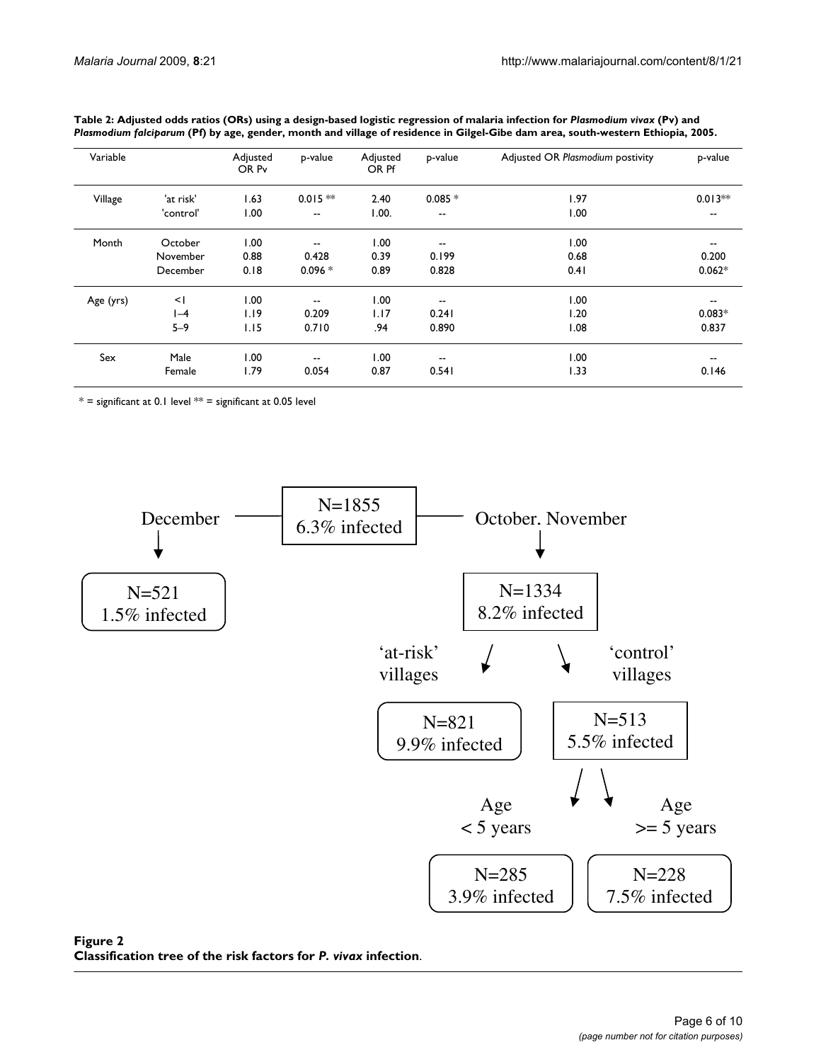**Table 2: Adjusted odds ratios (ORs) using a design-based logistic regression of malaria infection for *Plasmodium vivax* (Pv) and *Plasmodium falciparum* (Pf) by age, gender, month and village of residence in Gilgel-Gibe dam area, south-western Ethiopia, 2005.**

| Variable | | Adjusted OR Pv | p-value | Adjusted OR Pf | p-value | Adjusted OR *Plasmodium* postivity | p-value |
|---|---|---|---|---|---|---|---|
| Village | 'at risk' | 1.63 | 0.015 ** | 2.40 | 0.085 * | 1.97 | 0.013** |
| | 'control' | 1.00 | -- | 1.00. | -- | 1.00 | -- |
| Month | October | 1.00 | -- | 1.00 | -- | 1.00 | -- |
| | November | 0.88 | 0.428 | 0.39 | 0.199 | 0.68 | 0.200 |
| | December | 0.18 | 0.096 * | 0.89 | 0.828 | 0.41 | 0.062* |
| Age (yrs) | <1 | 1.00 | -- | 1.00 | -- | 1.00 | -- |
| | 1–4 | 1.19 | 0.209 | 1.17 | 0.241 | 1.20 | 0.083* |
| | 5–9 | 1.15 | 0.710 | .94 | 0.890 | 1.08 | 0.837 |
| Sex | Male | 1.00 | -- | 1.00 | -- | 1.00 | -- |
| | Female | 1.79 | 0.054 | 0.87 | 0.541 | 1.33 | 0.146 |

* = significant at 0.1 level ** = significant at 0.05 level

**Figure 2**
**Classification tree of the risk factors for *P. vivax* infection**.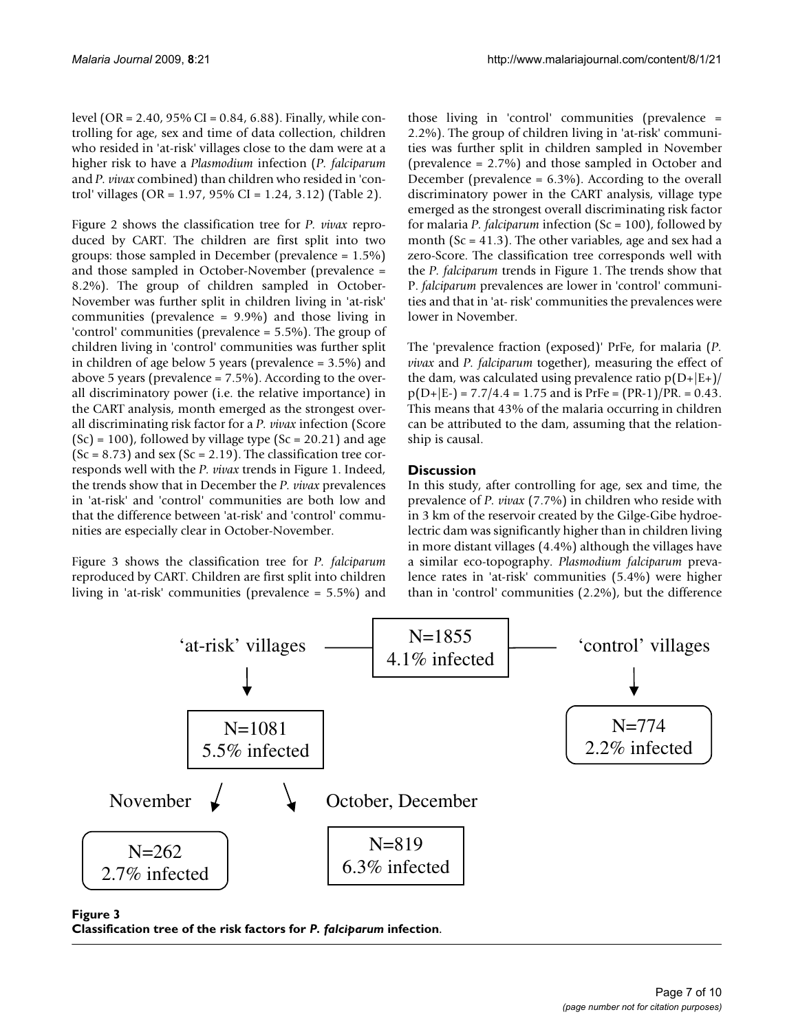level (OR = 2.40, 95% CI = 0.84, 6.88). Finally, while controlling for age, sex and time of data collection, children who resided in 'at-risk' villages close to the dam were at a higher risk to have a *Plasmodium* infection (*P. falciparum* and *P. vivax* combined) than children who resided in 'control' villages (OR = 1.97, 95% CI = 1.24, 3.12) (Table 2).

Figure 2 shows the classification tree for *P. vivax* reproduced by CART. The children are first split into two groups: those sampled in December (prevalence = 1.5%) and those sampled in October-November (prevalence = 8.2%). The group of children sampled in October-November was further split in children living in 'at-risk' communities (prevalence = 9.9%) and those living in 'control' communities (prevalence = 5.5%). The group of children living in 'control' communities was further split in children of age below 5 years (prevalence = 3.5%) and above 5 years (prevalence = 7.5%). According to the overall discriminatory power (i.e. the relative importance) in the CART analysis, month emerged as the strongest overall discriminating risk factor for a *P. vivax* infection (Score (Sc) = 100), followed by village type (Sc = 20.21) and age (Sc = 8.73) and sex (Sc = 2.19). The classification tree corresponds well with the *P. vivax* trends in Figure 1. Indeed, the trends show that in December the *P. vivax* prevalences in 'at-risk' and 'control' communities are both low and that the difference between 'at-risk' and 'control' communities are especially clear in October-November.

Figure 3 shows the classification tree for *P. falciparum* reproduced by CART. Children are first split into children living in 'at-risk' communities (prevalence = 5.5%) and those living in 'control' communities (prevalence = 2.2%). The group of children living in 'at-risk' communities was further split in children sampled in November (prevalence = 2.7%) and those sampled in October and December (prevalence = 6.3%). According to the overall discriminatory power in the CART analysis, village type emerged as the strongest overall discriminating risk factor for malaria *P. falciparum* infection (Sc = 100), followed by month (Sc = 41.3). The other variables, age and sex had a zero-Score. The classification tree corresponds well with the *P. falciparum* trends in Figure 1. The trends show that P. *falciparum* prevalences are lower in 'control' communities and that in 'at- risk' communities the prevalences were lower in November.

The 'prevalence fraction (exposed)' PrFe, for malaria (*P. vivax* and *P. falciparum* together), measuring the effect of the dam, was calculated using prevalence ratio $p(D+|E+)/p(D+|E-) = 7.7/4.4 = 1.75$ and is $PrFe = (PR-1)/PR. = 0.43$. This means that 43% of the malaria occurring in children can be attributed to the dam, assuming that the relationship is causal.

## Discussion

In this study, after controlling for age, sex and time, the prevalence of *P. vivax* (7.7%) in children who reside with in 3 km of the reservoir created by the Gilge-Gibe hydroelectric dam was significantly higher than in children living in more distant villages (4.4%) although the villages have a similar eco-topography. *Plasmodium falciparum* prevalence rates in 'at-risk' communities (5.4%) were higher than in 'control' communities (2.2%), but the difference

'at-risk' villages — N=1855, 4.1% infected — 'control' villages

- 'at-risk' villages: N=1081, 5.5% infected
  - November: N=262, 2.7% infected
  - October, December: N=819, 6.3% infected
- 'control' villages: N=774, 2.2% infected

**Figure 3**
**Classification tree of the risk factors for *P. falciparum* infection.**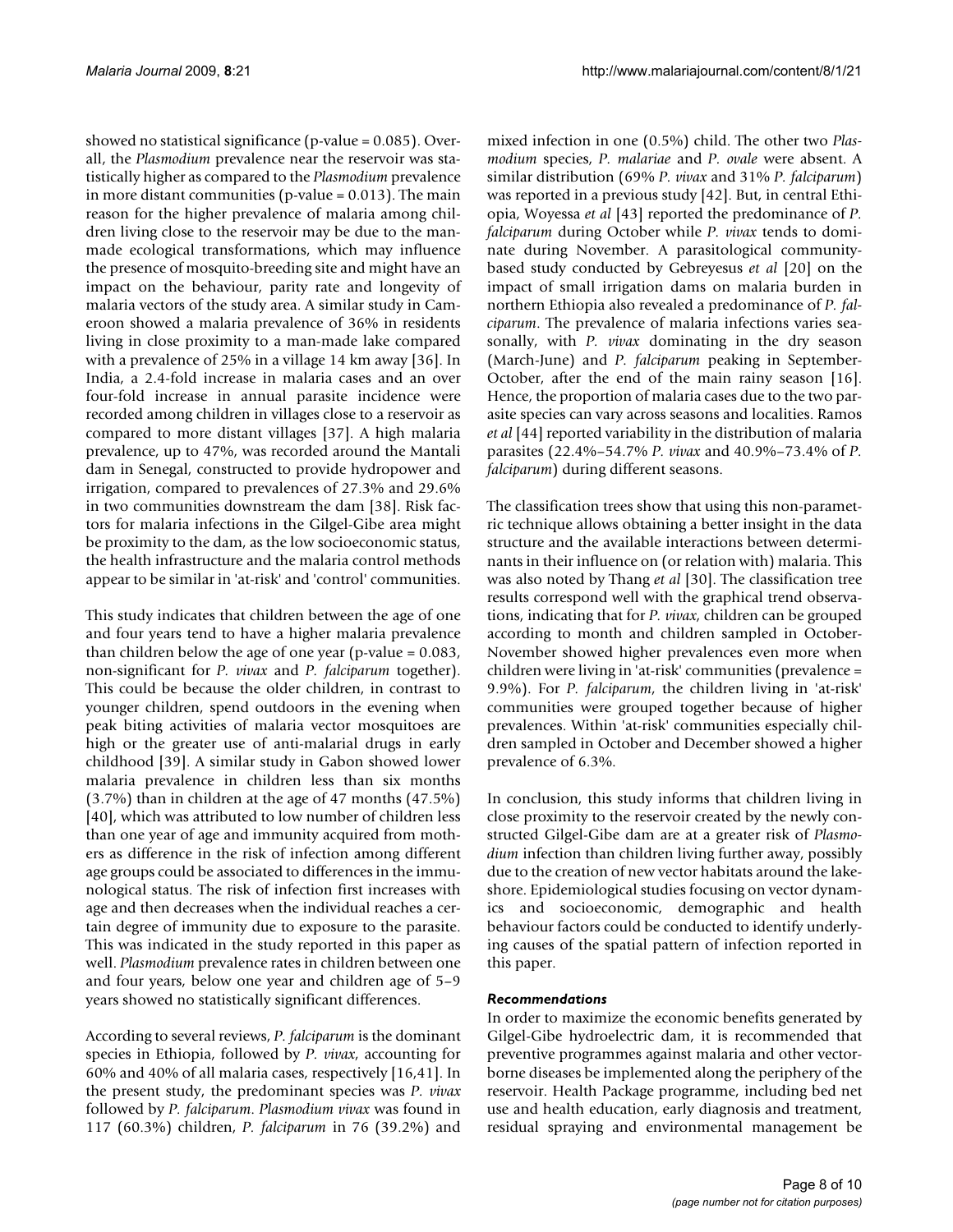showed no statistical significance (p-value = 0.085). Overall, the *Plasmodium* prevalence near the reservoir was statistically higher as compared to the *Plasmodium* prevalence in more distant communities (p-value = 0.013). The main reason for the higher prevalence of malaria among children living close to the reservoir may be due to the man-made ecological transformations, which may influence the presence of mosquito-breeding site and might have an impact on the behaviour, parity rate and longevity of malaria vectors of the study area. A similar study in Cameroon showed a malaria prevalence of 36% in residents living in close proximity to a man-made lake compared with a prevalence of 25% in a village 14 km away [36]. In India, a 2.4-fold increase in malaria cases and an over four-fold increase in annual parasite incidence were recorded among children in villages close to a reservoir as compared to more distant villages [37]. A high malaria prevalence, up to 47%, was recorded around the Mantali dam in Senegal, constructed to provide hydropower and irrigation, compared to prevalences of 27.3% and 29.6% in two communities downstream the dam [38]. Risk factors for malaria infections in the Gilgel-Gibe area might be proximity to the dam, as the low socioeconomic status, the health infrastructure and the malaria control methods appear to be similar in 'at-risk' and 'control' communities.

This study indicates that children between the age of one and four years tend to have a higher malaria prevalence than children below the age of one year (p-value = 0.083, non-significant for *P. vivax* and *P. falciparum* together). This could be because the older children, in contrast to younger children, spend outdoors in the evening when peak biting activities of malaria vector mosquitoes are high or the greater use of anti-malarial drugs in early childhood [39]. A similar study in Gabon showed lower malaria prevalence in children less than six months (3.7%) than in children at the age of 47 months (47.5%) [40], which was attributed to low number of children less than one year of age and immunity acquired from mothers as difference in the risk of infection among different age groups could be associated to differences in the immunological status. The risk of infection first increases with age and then decreases when the individual reaches a certain degree of immunity due to exposure to the parasite. This was indicated in the study reported in this paper as well. *Plasmodium* prevalence rates in children between one and four years, below one year and children age of 5–9 years showed no statistically significant differences.

According to several reviews, *P. falciparum* is the dominant species in Ethiopia, followed by *P. vivax*, accounting for 60% and 40% of all malaria cases, respectively [16,41]. In the present study, the predominant species was *P. vivax* followed by *P. falciparum*. *Plasmodium vivax* was found in 117 (60.3%) children, *P. falciparum* in 76 (39.2%) and mixed infection in one (0.5%) child. The other two *Plasmodium* species, *P. malariae* and *P. ovale* were absent. A similar distribution (69% *P. vivax* and 31% *P. falciparum*) was reported in a previous study [42]. But, in central Ethiopia, Woyessa *et al* [43] reported the predominance of *P. falciparum* during October while *P. vivax* tends to dominate during November. A parasitological community-based study conducted by Gebreyesus *et al* [20] on the impact of small irrigation dams on malaria burden in northern Ethiopia also revealed a predominance of *P. falciparum*. The prevalence of malaria infections varies seasonally, with *P. vivax* dominating in the dry season (March-June) and *P. falciparum* peaking in September-October, after the end of the main rainy season [16]. Hence, the proportion of malaria cases due to the two parasite species can vary across seasons and localities. Ramos *et al* [44] reported variability in the distribution of malaria parasites (22.4%–54.7% *P. vivax* and 40.9%–73.4% of *P. falciparum*) during different seasons.

The classification trees show that using this non-parametric technique allows obtaining a better insight in the data structure and the available interactions between determinants in their influence on (or relation with) malaria. This was also noted by Thang *et al* [30]. The classification tree results correspond well with the graphical trend observations, indicating that for *P. vivax*, children can be grouped according to month and children sampled in October-November showed higher prevalences even more when children were living in 'at-risk' communities (prevalence = 9.9%). For *P. falciparum*, the children living in 'at-risk' communities were grouped together because of higher prevalences. Within 'at-risk' communities especially children sampled in October and December showed a higher prevalence of 6.3%.

In conclusion, this study informs that children living in close proximity to the reservoir created by the newly constructed Gilgel-Gibe dam are at a greater risk of *Plasmodium* infection than children living further away, possibly due to the creation of new vector habitats around the lakeshore. Epidemiological studies focusing on vector dynamics and socioeconomic, demographic and health behaviour factors could be conducted to identify underlying causes of the spatial pattern of infection reported in this paper.

### *Recommendations*

In order to maximize the economic benefits generated by Gilgel-Gibe hydroelectric dam, it is recommended that preventive programmes against malaria and other vector-borne diseases be implemented along the periphery of the reservoir. Health Package programme, including bed net use and health education, early diagnosis and treatment, residual spraying and environmental management be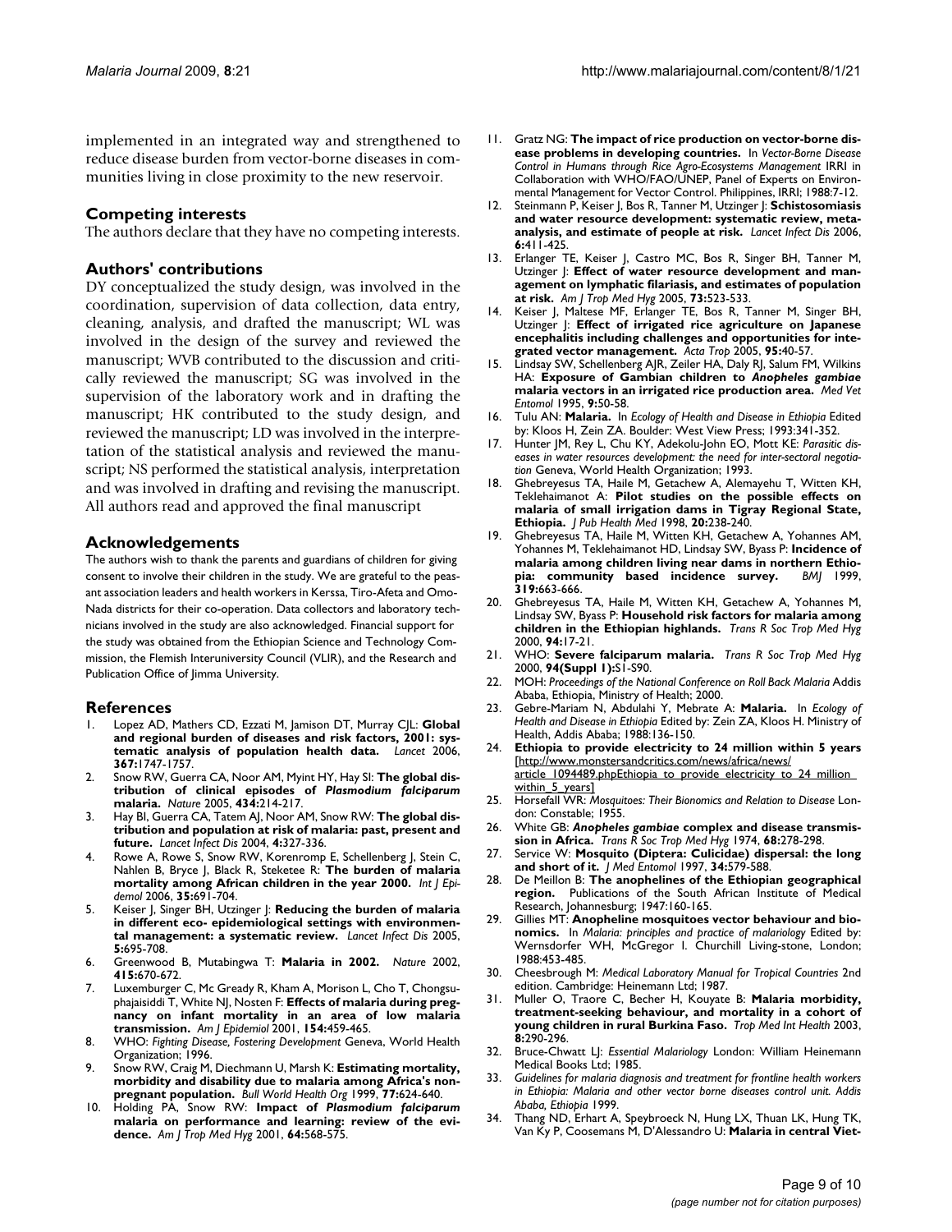implemented in an integrated way and strengthened to reduce disease burden from vector-borne diseases in communities living in close proximity to the new reservoir.

## Competing interests

The authors declare that they have no competing interests.

## Authors' contributions

DY conceptualized the study design, was involved in the coordination, supervision of data collection, data entry, cleaning, analysis, and drafted the manuscript; WL was involved in the design of the survey and reviewed the manuscript; WVB contributed to the discussion and critically reviewed the manuscript; SG was involved in the supervision of the laboratory work and in drafting the manuscript; HK contributed to the study design, and reviewed the manuscript; LD was involved in the interpretation of the statistical analysis and reviewed the manuscript; NS performed the statistical analysis, interpretation and was involved in drafting and revising the manuscript. All authors read and approved the final manuscript

## Acknowledgements

The authors wish to thank the parents and guardians of children for giving consent to involve their children in the study. We are grateful to the peasant association leaders and health workers in Kerssa, Tiro-Afeta and Omo-Nada districts for their co-operation. Data collectors and laboratory technicians involved in the study are also acknowledged. Financial support for the study was obtained from the Ethiopian Science and Technology Commission, the Flemish Interuniversity Council (VLIR), and the Research and Publication Office of Jimma University.

## References

1. Lopez AD, Mathers CD, Ezzati M, Jamison DT, Murray CJL: **Global and regional burden of diseases and risk factors, 2001: systematic analysis of population health data.** *Lancet* 2006, **367:**1747-1757.
2. Snow RW, Guerra CA, Noor AM, Myint HY, Hay SI: **The global distribution of clinical episodes of *Plasmodium falciparum* malaria.** *Nature* 2005, **434:**214-217.
3. Hay BI, Guerra CA, Tatem AJ, Noor AM, Snow RW: **The global distribution and population at risk of malaria: past, present and future.** *Lancet Infect Dis* 2004, **4:**327-336.
4. Rowe A, Rowe S, Snow RW, Korenromp E, Schellenberg J, Stein C, Nahlen B, Bryce J, Black R, Steketee R: **The burden of malaria mortality among African children in the year 2000.** *Int J Epidemol* 2006, **35:**691-704.
5. Keiser J, Singer BH, Utzinger J: **Reducing the burden of malaria in different eco- epidemiological settings with environmental management: a systematic review.** *Lancet Infect Dis* 2005, **5:**695-708.
6. Greenwood B, Mutabingwa T: **Malaria in 2002.** *Nature* 2002, **415:**670-672.
7. Luxemburger C, Mc Gready R, Kham A, Morison L, Cho T, Chongsuphajaisiddi T, White NJ, Nosten F: **Effects of malaria during pregnancy on infant mortality in an area of low malaria transmission.** *Am J Epidemiol* 2001, **154:**459-465.
8. WHO: *Fighting Disease, Fostering Development* Geneva, World Health Organization; 1996.
9. Snow RW, Craig M, Diechmann U, Marsh K: **Estimating mortality, morbidity and disability due to malaria among Africa's non-pregnant population.** *Bull World Health Org* 1999, **77:**624-640.
10. Holding PA, Snow RW: **Impact of *Plasmodium falciparum* malaria on performance and learning: review of the evidence.** *Am J Trop Med Hyg* 2001, **64:**568-575.
11. Gratz NG: **The impact of rice production on vector-borne disease problems in developing countries.** In *Vector-Borne Disease Control in Humans through Rice Agro-Ecosystems Management* IRRI in Collaboration with WHO/FAO/UNEP, Panel of Experts on Environmental Management for Vector Control. Philippines, IRRI; 1988:7-12.
12. Steinmann P, Keiser J, Bos R, Tanner M, Utzinger J: **Schistosomiasis and water resource development: systematic review, meta-analysis, and estimate of people at risk.** *Lancet Infect Dis* 2006, **6:**411-425.
13. Erlanger TE, Keiser J, Castro MC, Bos R, Singer BH, Tanner M, Utzinger J: **Effect of water resource development and management on lymphatic filariasis, and estimates of population at risk.** *Am J Trop Med Hyg* 2005, **73:**523-533.
14. Keiser J, Maltese MF, Erlanger TE, Bos R, Tanner M, Singer BH, Utzinger J: **Effect of irrigated rice agriculture on Japanese encephalitis including challenges and opportunities for integrated vector management.** *Acta Trop* 2005, **95:**40-57.
15. Lindsay SW, Schellenberg AJR, Zeiler HA, Daly RJ, Salum FM, Wilkins HA: **Exposure of Gambian children to *Anopheles gambiae* malaria vectors in an irrigated rice production area.** *Med Vet Entomol* 1995, **9:**50-58.
16. Tulu AN: **Malaria.** In *Ecology of Health and Disease in Ethiopia* Edited by: Kloos H, Zein ZA. Boulder: West View Press; 1993:341-352.
17. Hunter JM, Rey L, Chu KY, Adekolu-John EO, Mott KE: *Parasitic diseases in water resources development: the need for inter-sectoral negotiation* Geneva, World Health Organization; 1993.
18. Ghebreyesus TA, Haile M, Getachew A, Alemayehu T, Witten KH, Teklehaimanot A: **Pilot studies on the possible effects on malaria of small irrigation dams in Tigray Regional State, Ethiopia.** *J Pub Health Med* 1998, **20:**238-240.
19. Ghebreyesus TA, Haile M, Witten KH, Getachew A, Yohannes AM, Yohannes M, Teklehaimanot HD, Lindsay SW, Byass P: **Incidence of malaria among children living near dams in northern Ethiopia: community based incidence survey.** *BMJ* 1999, **319:**663-666.
20. Ghebreyesus TA, Haile M, Witten KH, Getachew A, Yohannes M, Lindsay SW, Byass P: **Household risk factors for malaria among children in the Ethiopian highlands.** *Trans R Soc Trop Med Hyg* 2000, **94:**17-21.
21. WHO: **Severe falciparum malaria.** *Trans R Soc Trop Med Hyg* 2000, **94(Suppl 1):**S1-S90.
22. MOH: *Proceedings of the National Conference on Roll Back Malaria* Addis Ababa, Ethiopia, Ministry of Health; 2000.
23. Gebre-Mariam N, Abdulahi Y, Mebrate A: **Malaria.** In *Ecology of Health and Disease in Ethiopia* Edited by: Zein ZA, Kloos H. Ministry of Health, Addis Ababa; 1988:136-150.
24. **Ethiopia to provide electricity to 24 million within 5 years** [http://www.monstersandcritics.com/news/africa/news/article_1094489.phpEthiopia_to_provide_electricity_to_24_million_within_5_years]
25. Horsefall WR: *Mosquitoes: Their Bionomics and Relation to Disease* London: Constable; 1955.
26. White GB: ***Anopheles gambiae* complex and disease transmission in Africa.** *Trans R Soc Trop Med Hyg* 1974, **68:**278-298.
27. Service W: **Mosquito (Diptera: Culicidae) dispersal: the long and short of it.** *J Med Entomol* 1997, **34:**579-588.
28. De Meillon B: **The anophelines of the Ethiopian geographical region.** Publications of the South African Institute of Medical Research, Johannesburg; 1947:160-165.
29. Gillies MT: **Anopheline mosquitoes vector behaviour and bionomics.** In *Malaria: principles and practice of malariology* Edited by: Wernsdorfer WH, McGregor I. Churchill Living-stone, London; 1988:453-485.
30. Cheesbrough M: *Medical Laboratory Manual for Tropical Countries* 2nd edition. Cambridge: Heinemann Ltd; 1987.
31. Muller O, Traore C, Becher H, Kouyate B: **Malaria morbidity, treatment-seeking behaviour, and mortality in a cohort of young children in rural Burkina Faso.** *Trop Med Int Health* 2003, **8:**290-296.
32. Bruce-Chwatt LJ: *Essential Malariology* London: William Heinemann Medical Books Ltd; 1985.
33. *Guidelines for malaria diagnosis and treatment for frontline health workers in Ethiopia: Malaria and other vector borne diseases control unit. Addis Ababa, Ethiopia* 1999.
34. Thang ND, Erhart A, Speybroeck N, Hung LX, Thuan LK, Hung TK, Van Ky P, Coosemans M, D'Alessandro U: **Malaria in central Viet-**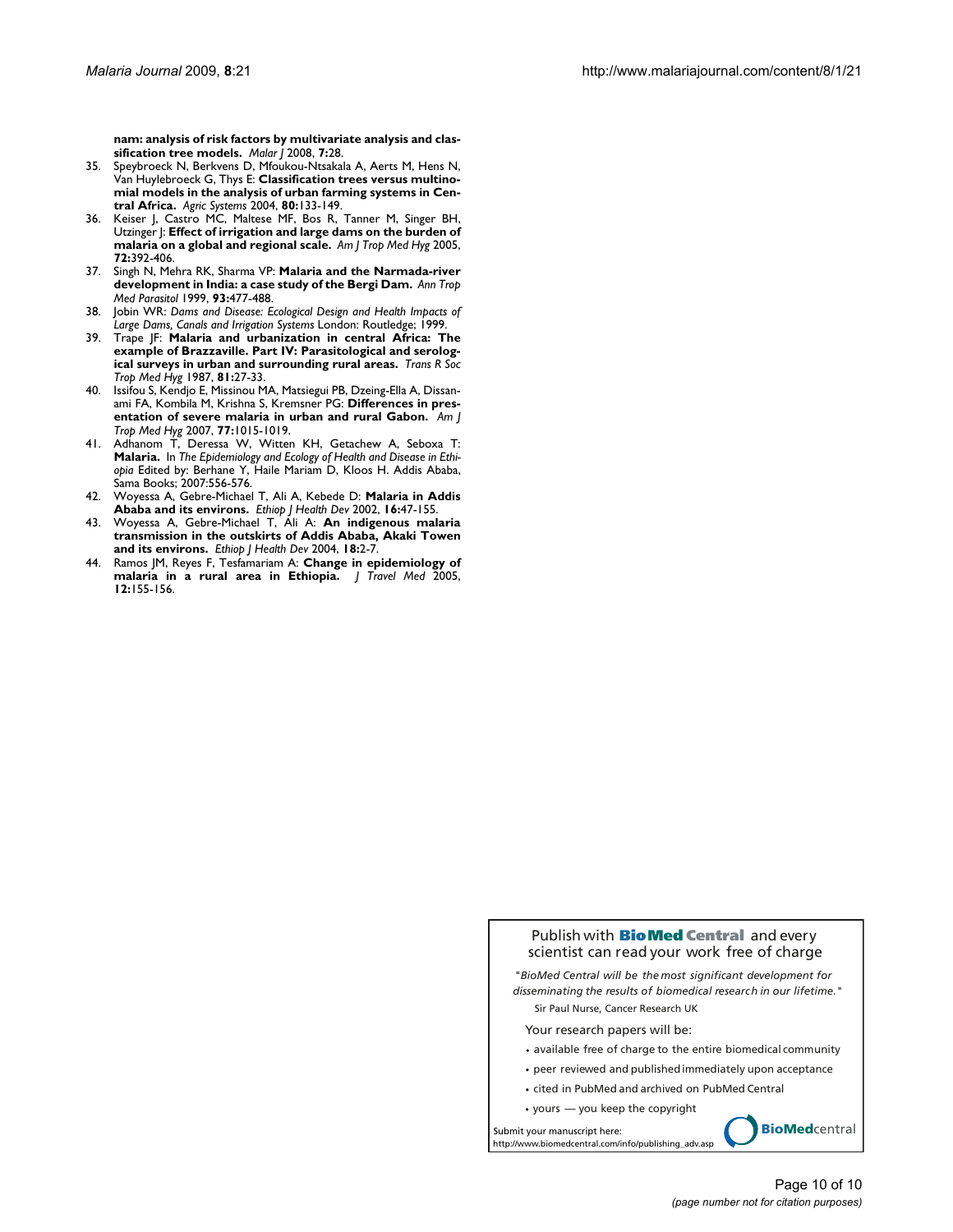**nam: analysis of risk factors by multivariate analysis and classification tree models.** *Malar J* 2008, **7:**28.

35. Speybroeck N, Berkvens D, Mfoukou-Ntsakala A, Aerts M, Hens N, Van Huylebroeck G, Thys E: **Classification trees versus multinomial models in the analysis of urban farming systems in Central Africa.** *Agric Systems* 2004, **80:**133-149.
36. Keiser J, Castro MC, Maltese MF, Bos R, Tanner M, Singer BH, Utzinger J: **Effect of irrigation and large dams on the burden of malaria on a global and regional scale.** *Am J Trop Med Hyg* 2005, **72:**392-406.
37. Singh N, Mehra RK, Sharma VP: **Malaria and the Narmada-river development in India: a case study of the Bergi Dam.** *Ann Trop Med Parasitol* 1999, **93:**477-488.
38. Jobin WR: *Dams and Disease: Ecological Design and Health Impacts of Large Dams, Canals and Irrigation Systems* London: Routledge; 1999.
39. Trape JF: **Malaria and urbanization in central Africa: The example of Brazzaville. Part IV: Parasitological and serological surveys in urban and surrounding rural areas.** *Trans R Soc Trop Med Hyg* 1987, **81:**27-33.
40. Issifou S, Kendjo E, Missinou MA, Matsiegui PB, Dzeing-Ella A, Dissanami FA, Kombila M, Krishna S, Kremsner PG: **Differences in presentation of severe malaria in urban and rural Gabon.** *Am J Trop Med Hyg* 2007, **77:**1015-1019.
41. Adhanom T, Deressa W, Witten KH, Getachew A, Seboxa T: **Malaria.** In *The Epidemiology and Ecology of Health and Disease in Ethiopia* Edited by: Berhane Y, Haile Mariam D, Kloos H. Addis Ababa, Sama Books; 2007:556-576.
42. Woyessa A, Gebre-Michael T, Ali A, Kebede D: **Malaria in Addis Ababa and its environs.** *Ethiop J Health Dev* 2002, **16:**47-155.
43. Woyessa A, Gebre-Michael T, Ali A: **An indigenous malaria transmission in the outskirts of Addis Ababa, Akaki Towen and its environs.** *Ethiop J Health Dev* 2004, **18:**2-7.
44. Ramos JM, Reyes F, Tesfamariam A: **Change in epidemiology of malaria in a rural area in Ethiopia.** *J Travel Med* 2005, **12:**155-156.

Publish with **BioMed Central** and every scientist can read your work free of charge

*"BioMed Central will be the most significant development for disseminating the results of biomedical research in our lifetime."*

Sir Paul Nurse, Cancer Research UK

Your research papers will be:

- available free of charge to the entire biomedical community
- peer reviewed and published immediately upon acceptance
- cited in PubMed and archived on PubMed Central
- yours — you keep the copyright

Submit your manuscript here:
http://www.biomedcentral.com/info/publishing_adv.asp

**BioMed**central